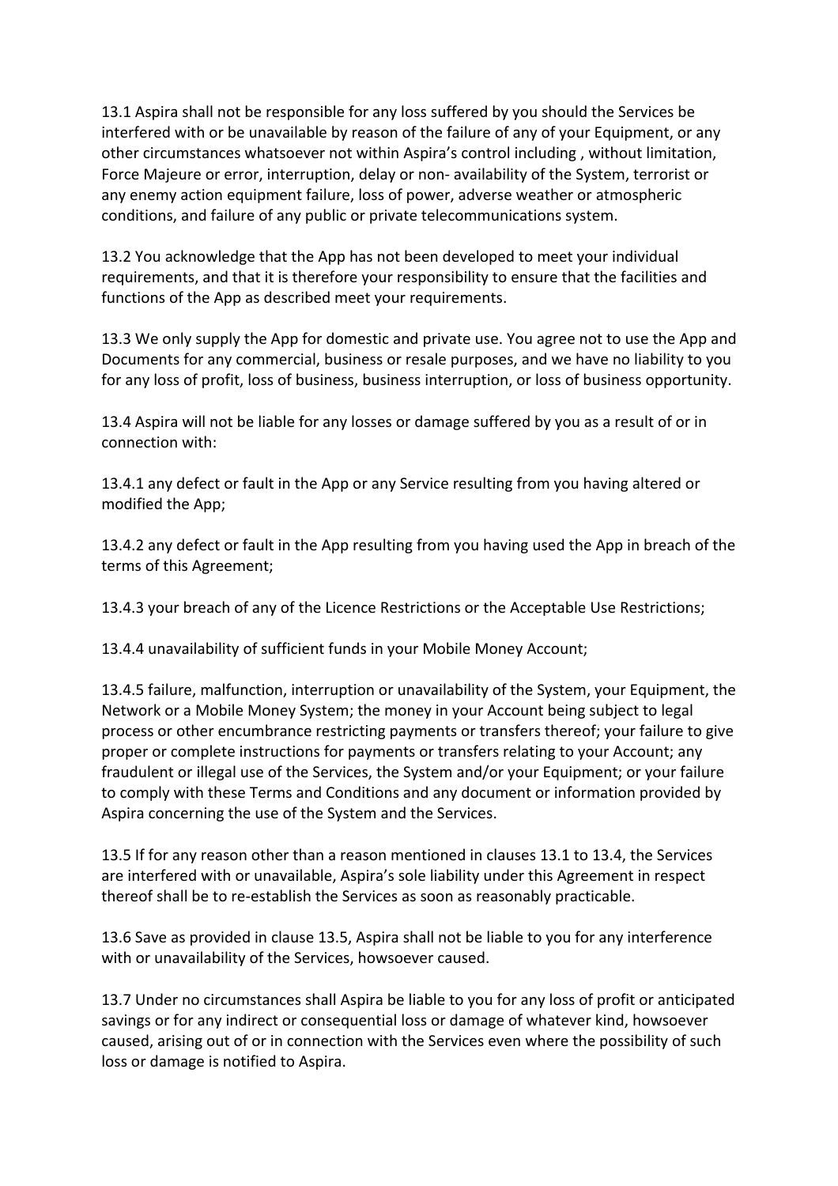13.1 Aspira shall not be responsible for any loss suffered by you should the Services be interfered with or be unavailable by reason of the failure of any of your Equipment, or any other circumstances whatsoever not within Aspira's control including , without limitation, Force Majeure or error, interruption, delay or non- availability of the System, terrorist or any enemy action equipment failure, loss of power, adverse weather or atmospheric conditions, and failure of any public or private telecommunications system.

13.2 You acknowledge that the App has not been developed to meet your individual requirements, and that it is therefore your responsibility to ensure that the facilities and functions of the App as described meet your requirements.

13.3 We only supply the App for domestic and private use. You agree not to use the App and Documents for any commercial, business or resale purposes, and we have no liability to you for any loss of profit, loss of business, business interruption, or loss of business opportunity.

13.4 Aspira will not be liable for any losses or damage suffered by you as a result of or in connection with:

13.4.1 any defect or fault in the App or any Service resulting from you having altered or modified the App;

13.4.2 any defect or fault in the App resulting from you having used the App in breach of the terms of this Agreement;

13.4.3 your breach of any of the Licence Restrictions or the Acceptable Use Restrictions;

13.4.4 unavailability of sufficient funds in your Mobile Money Account;

13.4.5 failure, malfunction, interruption or unavailability of the System, your Equipment, the Network or a Mobile Money System; the money in your Account being subject to legal process or other encumbrance restricting payments or transfers thereof; your failure to give proper or complete instructions for payments or transfers relating to your Account; any fraudulent or illegal use of the Services, the System and/or your Equipment; or your failure to comply with these Terms and Conditions and any document or information provided by Aspira concerning the use of the System and the Services.

13.5 If for any reason other than a reason mentioned in clauses 13.1 to 13.4, the Services are interfered with or unavailable, Aspira's sole liability under this Agreement in respect thereof shall be to re-establish the Services as soon as reasonably practicable.

13.6 Save as provided in clause 13.5, Aspira shall not be liable to you for any interference with or unavailability of the Services, howsoever caused.

13.7 Under no circumstances shall Aspira be liable to you for any loss of profit or anticipated savings or for any indirect or consequential loss or damage of whatever kind, howsoever caused, arising out of or in connection with the Services even where the possibility of such loss or damage is notified to Aspira.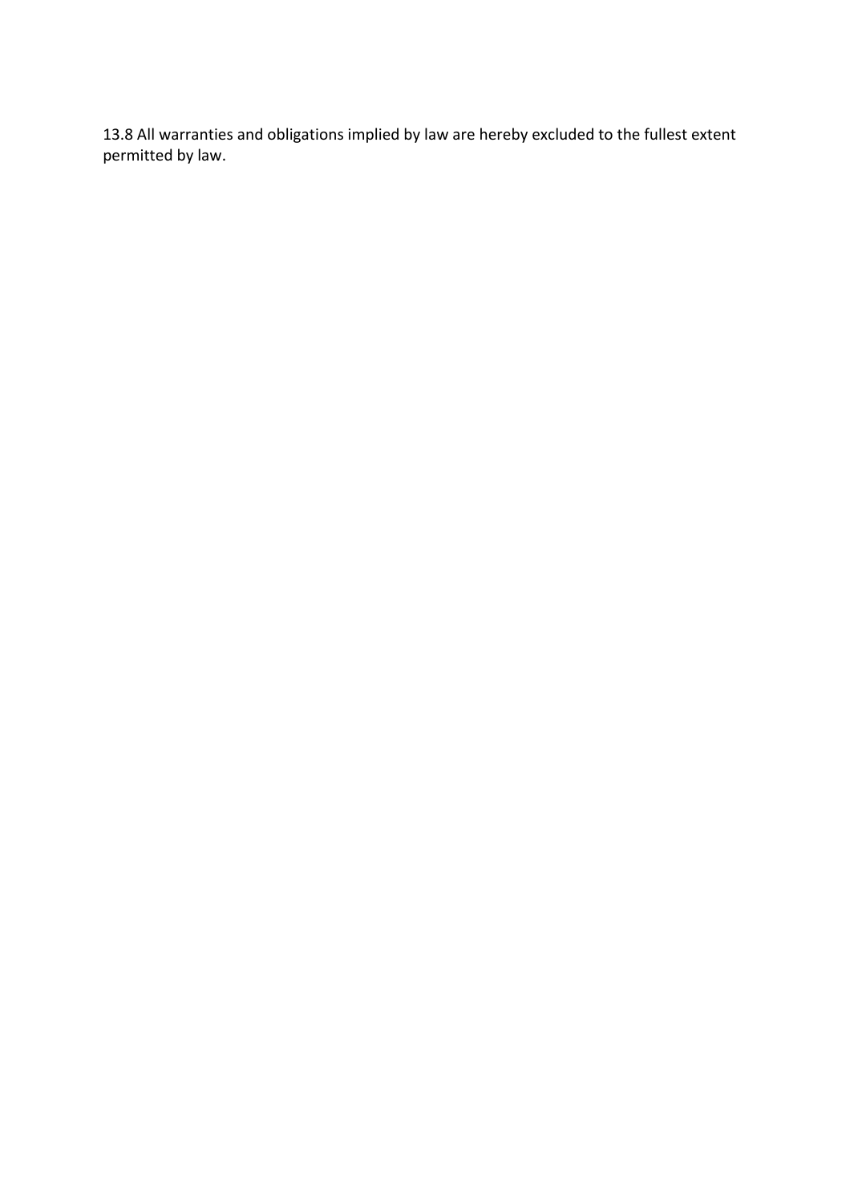13.8 All warranties and obligations implied by law are hereby excluded to the fullest extent permitted by law.